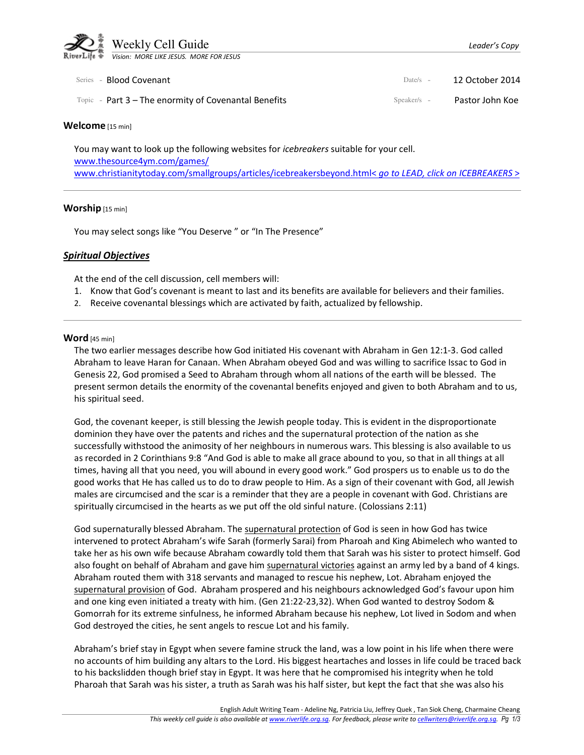# Weekly Cell Guide

*Leader's Copy*

Vision: *MORE LIKE JESUS. MORE FOR JESUS*

| | | | |
|---|---|---|---|
| Series - | Blood Covenant | Date/s - | 12 October 2014 |
| Topic - | Part 3 – The enormity of Covenantal Benefits | Speaker/s - | Pastor John Koe |

## Welcome [15 min]

You may want to look up the following websites for *icebreakers* suitable for your cell.
www.thesource4ym.com/games/
www.christianitytoday.com/smallgroups/articles/icebreakersbeyond.html< *go to LEAD, click on ICEBREAKERS* >

---

## Worship [15 min]

You may select songs like "You Deserve " or "In The Presence"

## ***Spiritual Objectives***

At the end of the cell discussion, cell members will:

1. Know that God's covenant is meant to last and its benefits are available for believers and their families.
2. Receive covenantal blessings which are activated by faith, actualized by fellowship.

---

## Word [45 min]

The two earlier messages describe how God initiated His covenant with Abraham in Gen 12:1-3. God called Abraham to leave Haran for Canaan. When Abraham obeyed God and was willing to sacrifice Issac to God in Genesis 22, God promised a Seed to Abraham through whom all nations of the earth will be blessed. The present sermon details the enormity of the covenantal benefits enjoyed and given to both Abraham and to us, his spiritual seed.

God, the covenant keeper, is still blessing the Jewish people today. This is evident in the disproportionate dominion they have over the patents and riches and the supernatural protection of the nation as she successfully withstood the animosity of her neighbours in numerous wars. This blessing is also available to us as recorded in 2 Corinthians 9:8 "And God is able to make all grace abound to you, so that in all things at all times, having all that you need, you will abound in every good work." God prospers us to enable us to do the good works that He has called us to do to draw people to Him. As a sign of their covenant with God, all Jewish males are circumcised and the scar is a reminder that they are a people in covenant with God. Christians are spiritually circumcised in the hearts as we put off the old sinful nature. (Colossians 2:11)

God supernaturally blessed Abraham. The supernatural protection of God is seen in how God has twice intervened to protect Abraham's wife Sarah (formerly Sarai) from Pharoah and King Abimelech who wanted to take her as his own wife because Abraham cowardly told them that Sarah was his sister to protect himself. God also fought on behalf of Abraham and gave him supernatural victories against an army led by a band of 4 kings. Abraham routed them with 318 servants and managed to rescue his nephew, Lot. Abraham enjoyed the supernatural provision of God. Abraham prospered and his neighbours acknowledged God's favour upon him and one king even initiated a treaty with him. (Gen 21:22-23,32). When God wanted to destroy Sodom & Gomorrah for its extreme sinfulness, he informed Abraham because his nephew, Lot lived in Sodom and when God destroyed the cities, he sent angels to rescue Lot and his family.

Abraham's brief stay in Egypt when severe famine struck the land, was a low point in his life when there were no accounts of him building any altars to the Lord. His biggest heartaches and losses in life could be traced back to his backslidden though brief stay in Egypt. It was here that he compromised his integrity when he told Pharoah that Sarah was his sister, a truth as Sarah was his half sister, but kept the fact that she was also his

English Adult Writing Team - Adeline Ng, Patricia Liu, Jeffrey Quek , Tan Siok Cheng, Charmaine Cheang

*This weekly cell guide is also available at www.riverlife.org.sg. For feedback, please write to cellwriters@riverlife.org.sg.*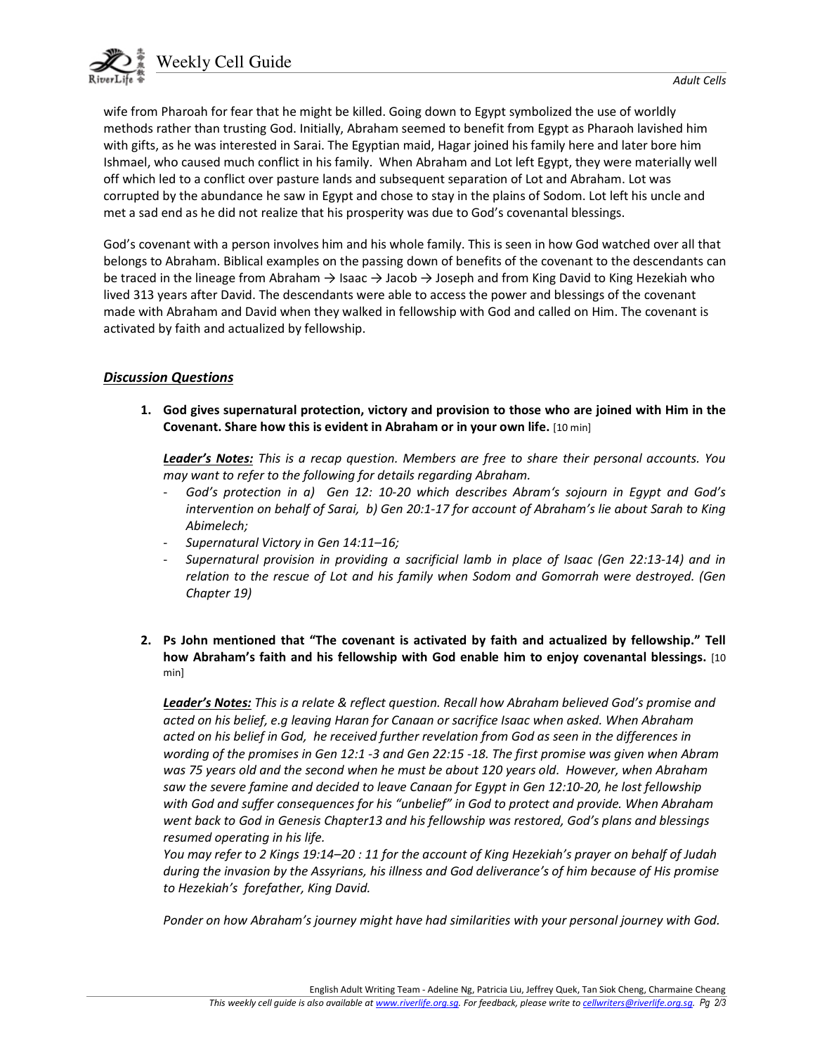wife from Pharoah for fear that he might be killed. Going down to Egypt symbolized the use of worldly methods rather than trusting God. Initially, Abraham seemed to benefit from Egypt as Pharaoh lavished him with gifts, as he was interested in Sarai. The Egyptian maid, Hagar joined his family here and later bore him Ishmael, who caused much conflict in his family. When Abraham and Lot left Egypt, they were materially well off which led to a conflict over pasture lands and subsequent separation of Lot and Abraham. Lot was corrupted by the abundance he saw in Egypt and chose to stay in the plains of Sodom. Lot left his uncle and met a sad end as he did not realize that his prosperity was due to God's covenantal blessings.

God's covenant with a person involves him and his whole family. This is seen in how God watched over all that belongs to Abraham. Biblical examples on the passing down of benefits of the covenant to the descendants can be traced in the lineage from Abraham → Isaac → Jacob → Joseph and from King David to King Hezekiah who lived 313 years after David. The descendants were able to access the power and blessings of the covenant made with Abraham and David when they walked in fellowship with God and called on Him. The covenant is activated by faith and actualized by fellowship.

## ***Discussion Questions***

1. **God gives supernatural protection, victory and provision to those who are joined with Him in the Covenant. Share how this is evident in Abraham or in your own life.** [10 min]

   ***Leader's Notes:*** *This is a recap question. Members are free to share their personal accounts. You may want to refer to the following for details regarding Abraham.*
   - *God's protection in a) Gen 12: 10-20 which describes Abram's sojourn in Egypt and God's intervention on behalf of Sarai, b) Gen 20:1-17 for account of Abraham's lie about Sarah to King Abimelech;*
   - *Supernatural Victory in Gen 14:11–16;*
   - *Supernatural provision in providing a sacrificial lamb in place of Isaac (Gen 22:13-14) and in relation to the rescue of Lot and his family when Sodom and Gomorrah were destroyed. (Gen Chapter 19)*

2. **Ps John mentioned that "The covenant is activated by faith and actualized by fellowship." Tell how Abraham's faith and his fellowship with God enable him to enjoy covenantal blessings.** [10 min]

   ***Leader's Notes:*** *This is a relate & reflect question. Recall how Abraham believed God's promise and acted on his belief, e.g leaving Haran for Canaan or sacrifice Isaac when asked. When Abraham acted on his belief in God, he received further revelation from God as seen in the differences in wording of the promises in Gen 12:1 -3 and Gen 22:15 -18. The first promise was given when Abram was 75 years old and the second when he must be about 120 years old. However, when Abraham saw the severe famine and decided to leave Canaan for Egypt in Gen 12:10-20, he lost fellowship with God and suffer consequences for his "unbelief" in God to protect and provide. When Abraham went back to God in Genesis Chapter13 and his fellowship was restored, God's plans and blessings resumed operating in his life.*

   *You may refer to 2 Kings 19:14–20 : 11 for the account of King Hezekiah's prayer on behalf of Judah during the invasion by the Assyrians, his illness and God deliverance's of him because of His promise to Hezekiah's forefather, King David.*

   *Ponder on how Abraham's journey might have had similarities with your personal journey with God.*

English Adult Writing Team - Adeline Ng, Patricia Liu, Jeffrey Quek, Tan Siok Cheng, Charmaine Cheang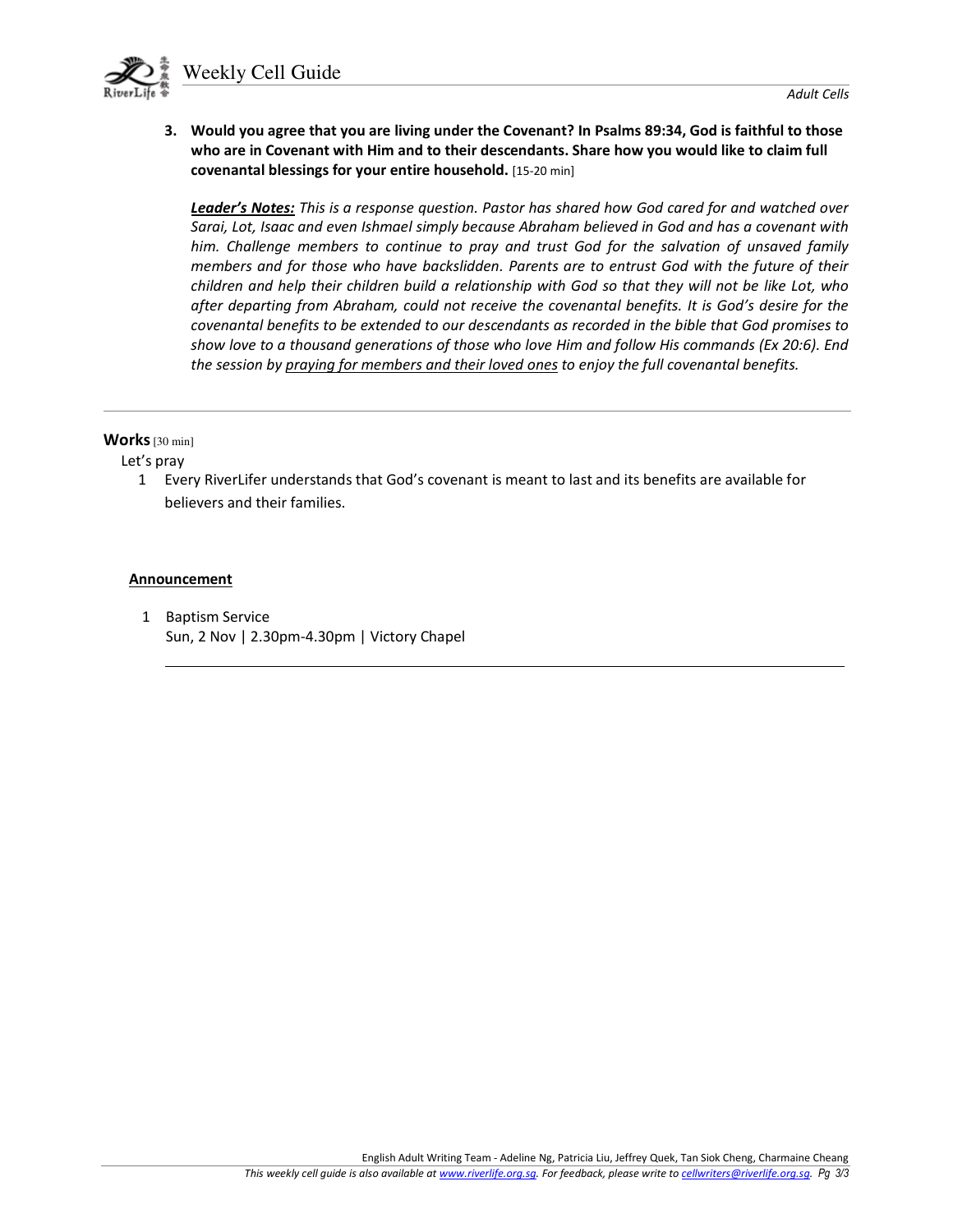**3. Would you agree that you are living under the Covenant? In Psalms 89:34, God is faithful to those who are in Covenant with Him and to their descendants. Share how you would like to claim full covenantal blessings for your entire household.** [15-20 min]

***Leader's Notes:*** *This is a response question. Pastor has shared how God cared for and watched over Sarai, Lot, Isaac and even Ishmael simply because Abraham believed in God and has a covenant with him. Challenge members to continue to pray and trust God for the salvation of unsaved family members and for those who have backslidden. Parents are to entrust God with the future of their children and help their children build a relationship with God so that they will not be like Lot, who after departing from Abraham, could not receive the covenantal benefits. It is God's desire for the covenantal benefits to be extended to our descendants as recorded in the bible that God promises to show love to a thousand generations of those who love Him and follow His commands (Ex 20:6). End the session by <u>praying for members and their loved ones</u> to enjoy the full covenantal benefits.*

---

**Works** [30 min]

Let's pray

1. Every RiverLifer understands that God's covenant is meant to last and its benefits are available for believers and their families.

**<u>Announcement</u>**

1. Baptism Service
   Sun, 2 Nov | 2.30pm-4.30pm | Victory Chapel

---

English Adult Writing Team - Adeline Ng, Patricia Liu, Jeffrey Quek, Tan Siok Cheng, Charmaine Cheang

*This weekly cell guide is also available at www.riverlife.org.sg. For feedback, please write to cellwriters@riverlife.org.sg.*